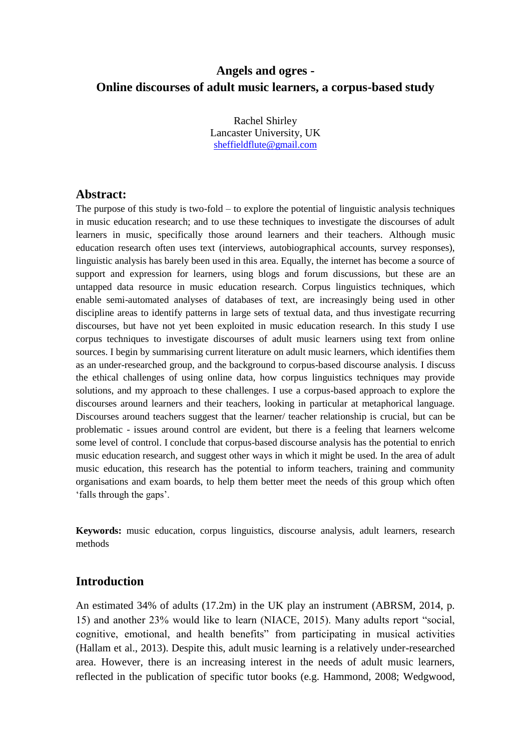# Angels and ogres - Online discourses of adult music learners, a corpus-based study

Rachel Shirley
Lancaster University, UK
sheffieldflute@gmail.com

## Abstract:

The purpose of this study is two-fold – to explore the potential of linguistic analysis techniques in music education research; and to use these techniques to investigate the discourses of adult learners in music, specifically those around learners and their teachers. Although music education research often uses text (interviews, autobiographical accounts, survey responses), linguistic analysis has barely been used in this area. Equally, the internet has become a source of support and expression for learners, using blogs and forum discussions, but these are an untapped data resource in music education research. Corpus linguistics techniques, which enable semi-automated analyses of databases of text, are increasingly being used in other discipline areas to identify patterns in large sets of textual data, and thus investigate recurring discourses, but have not yet been exploited in music education research. In this study I use corpus techniques to investigate discourses of adult music learners using text from online sources. I begin by summarising current literature on adult music learners, which identifies them as an under-researched group, and the background to corpus-based discourse analysis. I discuss the ethical challenges of using online data, how corpus linguistics techniques may provide solutions, and my approach to these challenges. I use a corpus-based approach to explore the discourses around learners and their teachers, looking in particular at metaphorical language. Discourses around teachers suggest that the learner/ teacher relationship is crucial, but can be problematic - issues around control are evident, but there is a feeling that learners welcome some level of control. I conclude that corpus-based discourse analysis has the potential to enrich music education research, and suggest other ways in which it might be used. In the area of adult music education, this research has the potential to inform teachers, training and community organisations and exam boards, to help them better meet the needs of this group which often 'falls through the gaps'.

**Keywords:** music education, corpus linguistics, discourse analysis, adult learners, research methods

## Introduction

An estimated 34% of adults (17.2m) in the UK play an instrument (ABRSM, 2014, p. 15) and another 23% would like to learn (NIACE, 2015). Many adults report "social, cognitive, emotional, and health benefits" from participating in musical activities (Hallam et al., 2013). Despite this, adult music learning is a relatively under-researched area. However, there is an increasing interest in the needs of adult music learners, reflected in the publication of specific tutor books (e.g. Hammond, 2008; Wedgwood,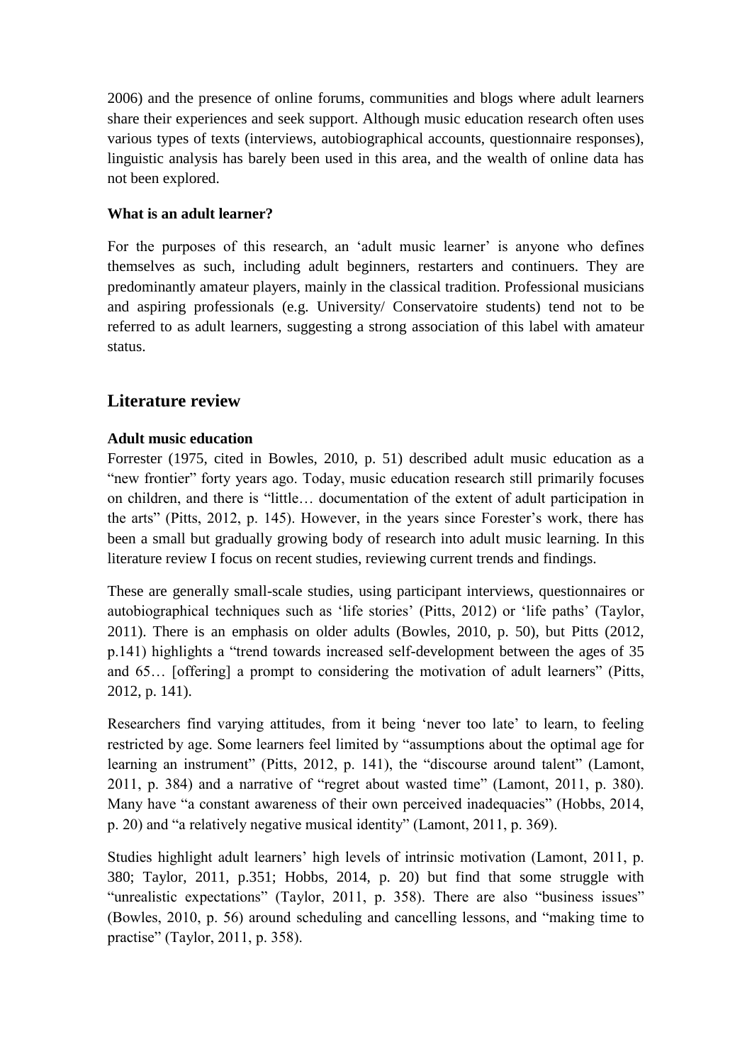2006) and the presence of online forums, communities and blogs where adult learners share their experiences and seek support. Although music education research often uses various types of texts (interviews, autobiographical accounts, questionnaire responses), linguistic analysis has barely been used in this area, and the wealth of online data has not been explored.

**What is an adult learner?**

For the purposes of this research, an 'adult music learner' is anyone who defines themselves as such, including adult beginners, restarters and continuers. They are predominantly amateur players, mainly in the classical tradition. Professional musicians and aspiring professionals (e.g. University/ Conservatoire students) tend not to be referred to as adult learners, suggesting a strong association of this label with amateur status.

## Literature review

**Adult music education**

Forrester (1975, cited in Bowles, 2010, p. 51) described adult music education as a "new frontier" forty years ago. Today, music education research still primarily focuses on children, and there is "little… documentation of the extent of adult participation in the arts" (Pitts, 2012, p. 145). However, in the years since Forester's work, there has been a small but gradually growing body of research into adult music learning. In this literature review I focus on recent studies, reviewing current trends and findings.

These are generally small-scale studies, using participant interviews, questionnaires or autobiographical techniques such as 'life stories' (Pitts, 2012) or 'life paths' (Taylor, 2011). There is an emphasis on older adults (Bowles, 2010, p. 50), but Pitts (2012, p.141) highlights a "trend towards increased self-development between the ages of 35 and 65… [offering] a prompt to considering the motivation of adult learners" (Pitts, 2012, p. 141).

Researchers find varying attitudes, from it being 'never too late' to learn, to feeling restricted by age. Some learners feel limited by "assumptions about the optimal age for learning an instrument" (Pitts, 2012, p. 141), the "discourse around talent" (Lamont, 2011, p. 384) and a narrative of "regret about wasted time" (Lamont, 2011, p. 380). Many have "a constant awareness of their own perceived inadequacies" (Hobbs, 2014, p. 20) and "a relatively negative musical identity" (Lamont, 2011, p. 369).

Studies highlight adult learners' high levels of intrinsic motivation (Lamont, 2011, p. 380; Taylor, 2011, p.351; Hobbs, 2014, p. 20) but find that some struggle with "unrealistic expectations" (Taylor, 2011, p. 358). There are also "business issues" (Bowles, 2010, p. 56) around scheduling and cancelling lessons, and "making time to practise" (Taylor, 2011, p. 358).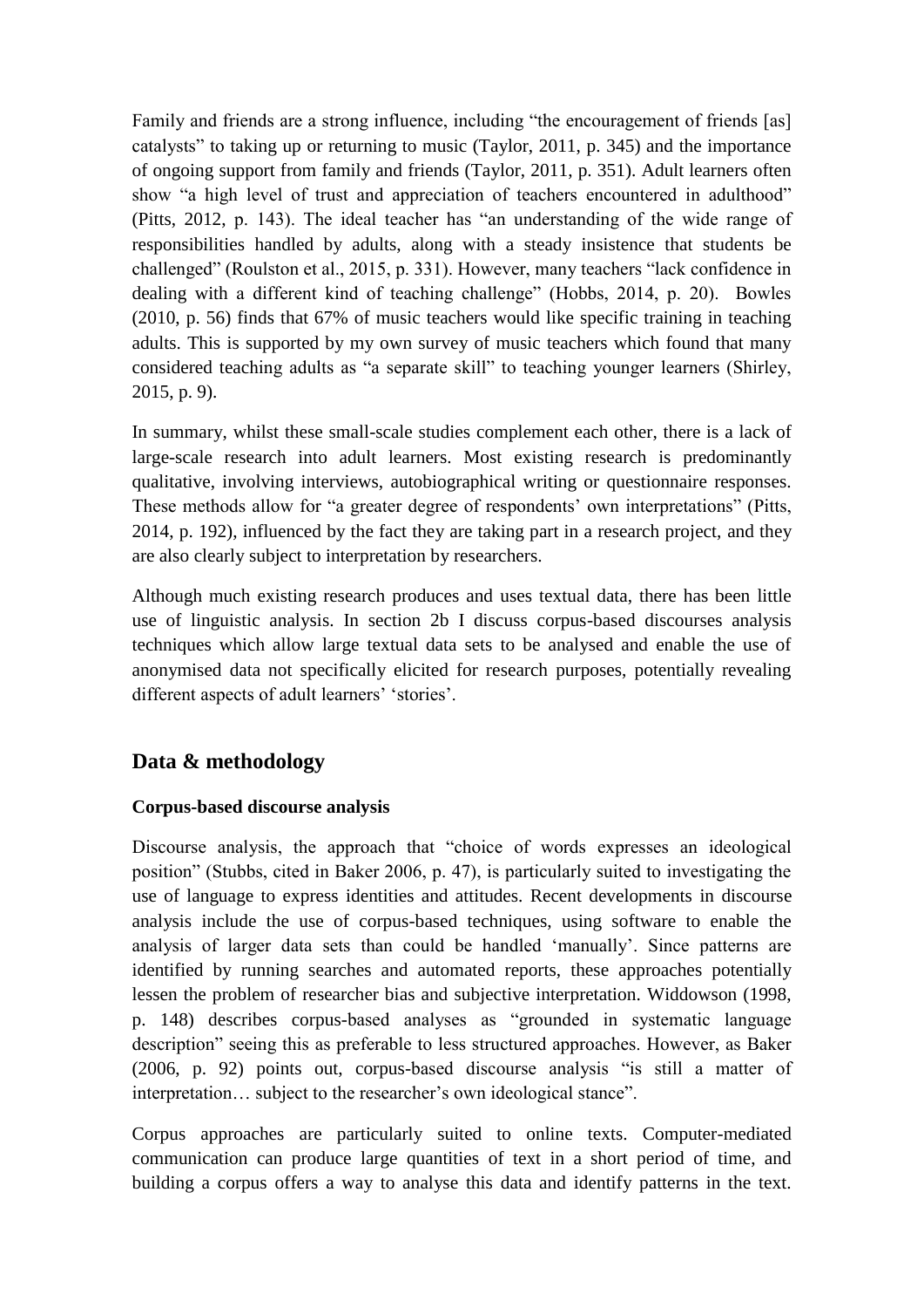Family and friends are a strong influence, including "the encouragement of friends [as] catalysts" to taking up or returning to music (Taylor, 2011, p. 345) and the importance of ongoing support from family and friends (Taylor, 2011, p. 351). Adult learners often show "a high level of trust and appreciation of teachers encountered in adulthood" (Pitts, 2012, p. 143). The ideal teacher has "an understanding of the wide range of responsibilities handled by adults, along with a steady insistence that students be challenged" (Roulston et al., 2015, p. 331). However, many teachers "lack confidence in dealing with a different kind of teaching challenge" (Hobbs, 2014, p. 20). Bowles (2010, p. 56) finds that 67% of music teachers would like specific training in teaching adults. This is supported by my own survey of music teachers which found that many considered teaching adults as "a separate skill" to teaching younger learners (Shirley, 2015, p. 9).

In summary, whilst these small-scale studies complement each other, there is a lack of large-scale research into adult learners. Most existing research is predominantly qualitative, involving interviews, autobiographical writing or questionnaire responses. These methods allow for "a greater degree of respondents' own interpretations" (Pitts, 2014, p. 192), influenced by the fact they are taking part in a research project, and they are also clearly subject to interpretation by researchers.

Although much existing research produces and uses textual data, there has been little use of linguistic analysis. In section 2b I discuss corpus-based discourses analysis techniques which allow large textual data sets to be analysed and enable the use of anonymised data not specifically elicited for research purposes, potentially revealing different aspects of adult learners' 'stories'.

## Data & methodology

### Corpus-based discourse analysis

Discourse analysis, the approach that "choice of words expresses an ideological position" (Stubbs, cited in Baker 2006, p. 47), is particularly suited to investigating the use of language to express identities and attitudes. Recent developments in discourse analysis include the use of corpus-based techniques, using software to enable the analysis of larger data sets than could be handled 'manually'. Since patterns are identified by running searches and automated reports, these approaches potentially lessen the problem of researcher bias and subjective interpretation. Widdowson (1998, p. 148) describes corpus-based analyses as "grounded in systematic language description" seeing this as preferable to less structured approaches. However, as Baker (2006, p. 92) points out, corpus-based discourse analysis "is still a matter of interpretation… subject to the researcher's own ideological stance".

Corpus approaches are particularly suited to online texts. Computer-mediated communication can produce large quantities of text in a short period of time, and building a corpus offers a way to analyse this data and identify patterns in the text.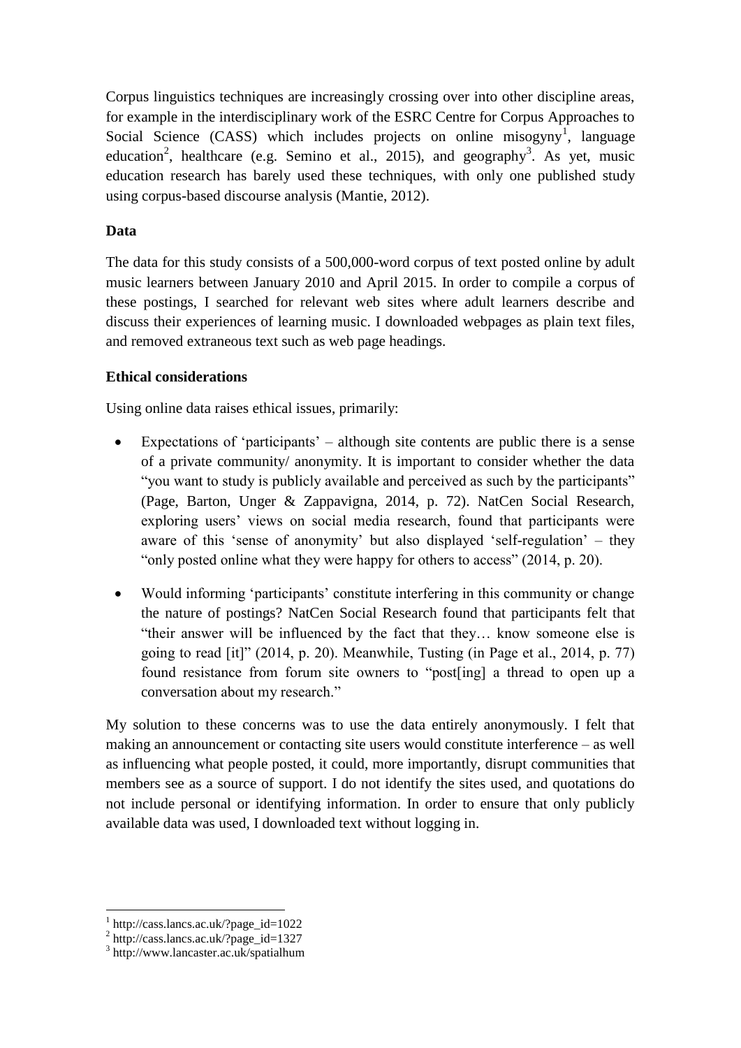Corpus linguistics techniques are increasingly crossing over into other discipline areas, for example in the interdisciplinary work of the ESRC Centre for Corpus Approaches to Social Science (CASS) which includes projects on online misogyny[1], language education[2], healthcare (e.g. Semino et al., 2015), and geography[3]. As yet, music education research has barely used these techniques, with only one published study using corpus-based discourse analysis (Mantie, 2012).

**Data**

The data for this study consists of a 500,000-word corpus of text posted online by adult music learners between January 2010 and April 2015. In order to compile a corpus of these postings, I searched for relevant web sites where adult learners describe and discuss their experiences of learning music. I downloaded webpages as plain text files, and removed extraneous text such as web page headings.

**Ethical considerations**

Using online data raises ethical issues, primarily:

- Expectations of 'participants' – although site contents are public there is a sense of a private community/ anonymity. It is important to consider whether the data "you want to study is publicly available and perceived as such by the participants" (Page, Barton, Unger & Zappavigna, 2014, p. 72). NatCen Social Research, exploring users' views on social media research, found that participants were aware of this 'sense of anonymity' but also displayed 'self-regulation' – they "only posted online what they were happy for others to access" (2014, p. 20).
- Would informing 'participants' constitute interfering in this community or change the nature of postings? NatCen Social Research found that participants felt that "their answer will be influenced by the fact that they… know someone else is going to read [it]" (2014, p. 20). Meanwhile, Tusting (in Page et al., 2014, p. 77) found resistance from forum site owners to "post[ing] a thread to open up a conversation about my research."

My solution to these concerns was to use the data entirely anonymously. I felt that making an announcement or contacting site users would constitute interference – as well as influencing what people posted, it could, more importantly, disrupt communities that members see as a source of support. I do not identify the sites used, and quotations do not include personal or identifying information. In order to ensure that only publicly available data was used, I downloaded text without logging in.

---

[1] http://cass.lancs.ac.uk/?page_id=1022

[2] http://cass.lancs.ac.uk/?page_id=1327

[3] http://www.lancaster.ac.uk/spatialhum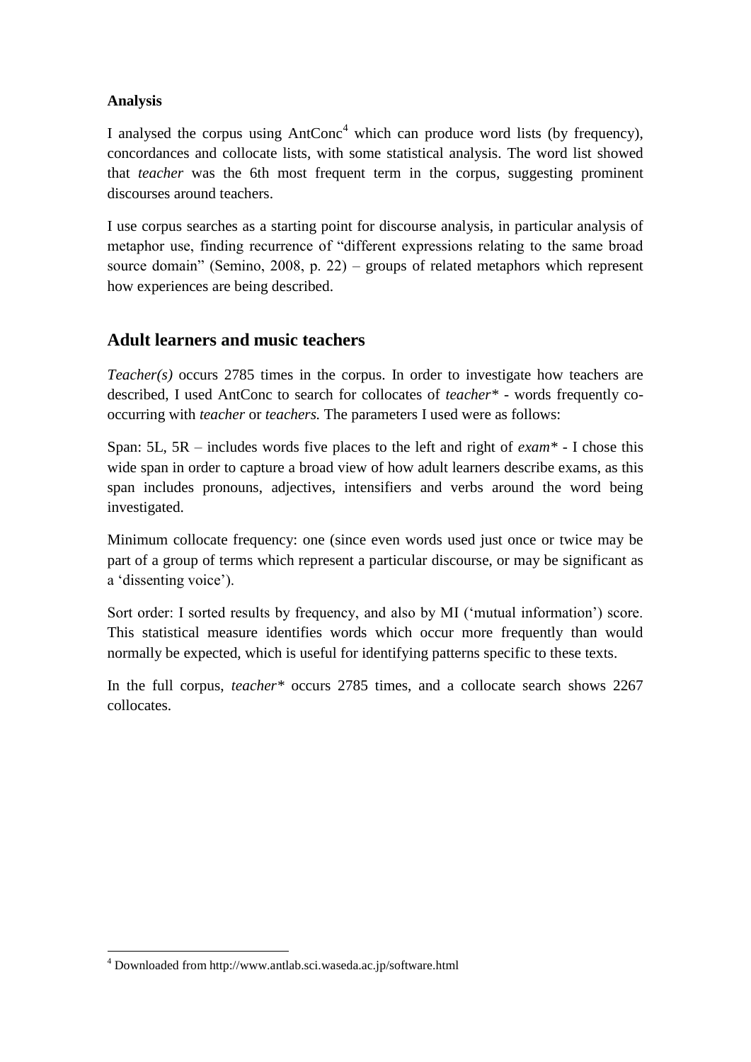**Analysis**

I analysed the corpus using AntConc[4] which can produce word lists (by frequency), concordances and collocate lists, with some statistical analysis. The word list showed that *teacher* was the 6th most frequent term in the corpus, suggesting prominent discourses around teachers.

I use corpus searches as a starting point for discourse analysis, in particular analysis of metaphor use, finding recurrence of "different expressions relating to the same broad source domain" (Semino, 2008, p. 22) – groups of related metaphors which represent how experiences are being described.

## Adult learners and music teachers

*Teacher(s)* occurs 2785 times in the corpus. In order to investigate how teachers are described, I used AntConc to search for collocates of *teacher\** - words frequently co-occurring with *teacher* or *teachers.* The parameters I used were as follows:

Span: 5L, 5R – includes words five places to the left and right of *exam\** - I chose this wide span in order to capture a broad view of how adult learners describe exams, as this span includes pronouns, adjectives, intensifiers and verbs around the word being investigated.

Minimum collocate frequency: one (since even words used just once or twice may be part of a group of terms which represent a particular discourse, or may be significant as a 'dissenting voice').

Sort order: I sorted results by frequency, and also by MI ('mutual information') score. This statistical measure identifies words which occur more frequently than would normally be expected, which is useful for identifying patterns specific to these texts.

In the full corpus, *teacher\** occurs 2785 times, and a collocate search shows 2267 collocates.

---

[4] Downloaded from http://www.antlab.sci.waseda.ac.jp/software.html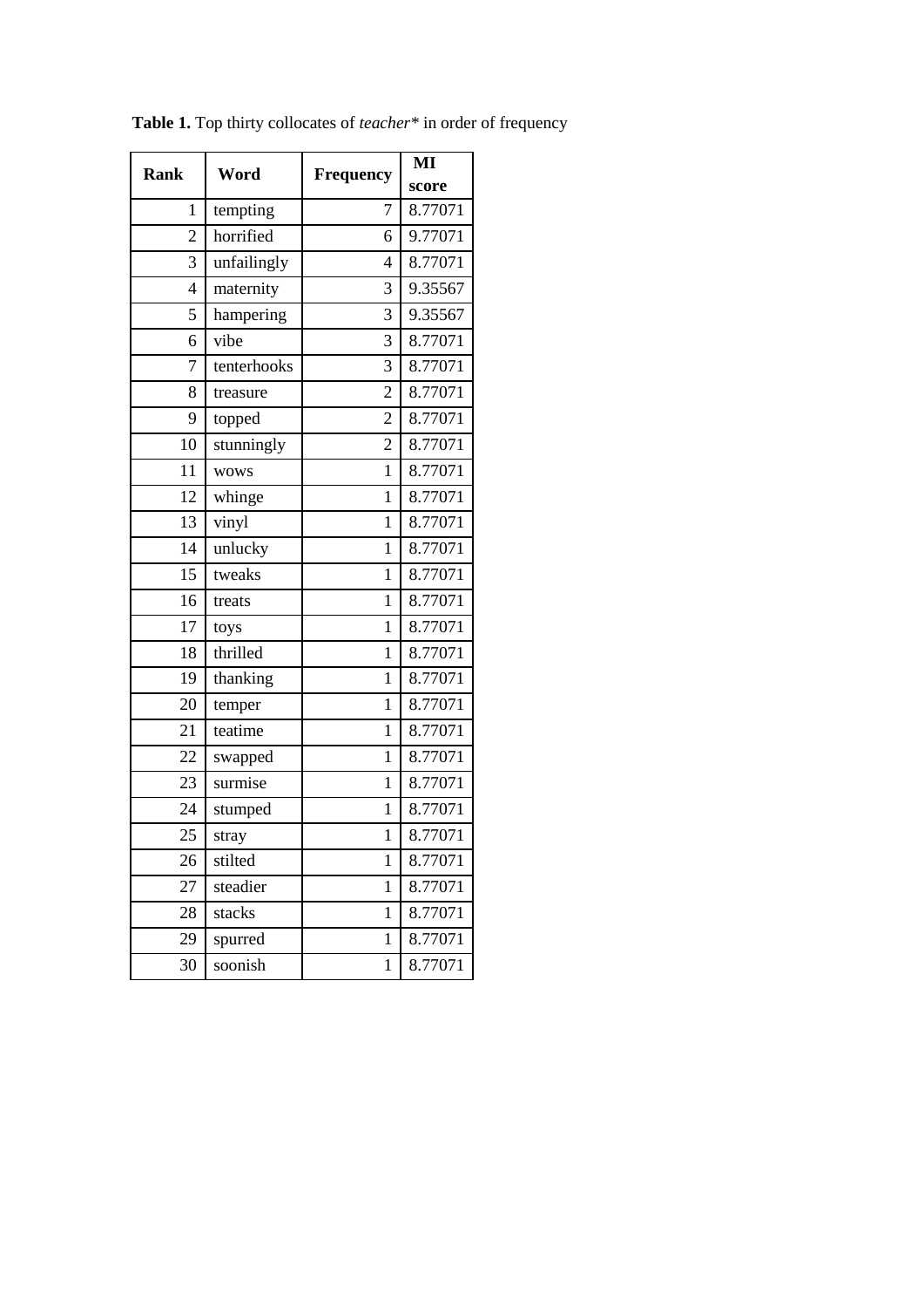**Table 1.** Top thirty collocates of *teacher** in order of frequency

| Rank | Word | Frequency | MI score |
|---|---|---|---|
| 1 | tempting | 7 | 8.77071 |
| 2 | horrified | 6 | 9.77071 |
| 3 | unfailingly | 4 | 8.77071 |
| 4 | maternity | 3 | 9.35567 |
| 5 | hampering | 3 | 9.35567 |
| 6 | vibe | 3 | 8.77071 |
| 7 | tenterhooks | 3 | 8.77071 |
| 8 | treasure | 2 | 8.77071 |
| 9 | topped | 2 | 8.77071 |
| 10 | stunningly | 2 | 8.77071 |
| 11 | wows | 1 | 8.77071 |
| 12 | whinge | 1 | 8.77071 |
| 13 | vinyl | 1 | 8.77071 |
| 14 | unlucky | 1 | 8.77071 |
| 15 | tweaks | 1 | 8.77071 |
| 16 | treats | 1 | 8.77071 |
| 17 | toys | 1 | 8.77071 |
| 18 | thrilled | 1 | 8.77071 |
| 19 | thanking | 1 | 8.77071 |
| 20 | temper | 1 | 8.77071 |
| 21 | teatime | 1 | 8.77071 |
| 22 | swapped | 1 | 8.77071 |
| 23 | surmise | 1 | 8.77071 |
| 24 | stumped | 1 | 8.77071 |
| 25 | stray | 1 | 8.77071 |
| 26 | stilted | 1 | 8.77071 |
| 27 | steadier | 1 | 8.77071 |
| 28 | stacks | 1 | 8.77071 |
| 29 | spurred | 1 | 8.77071 |
| 30 | soonish | 1 | 8.77071 |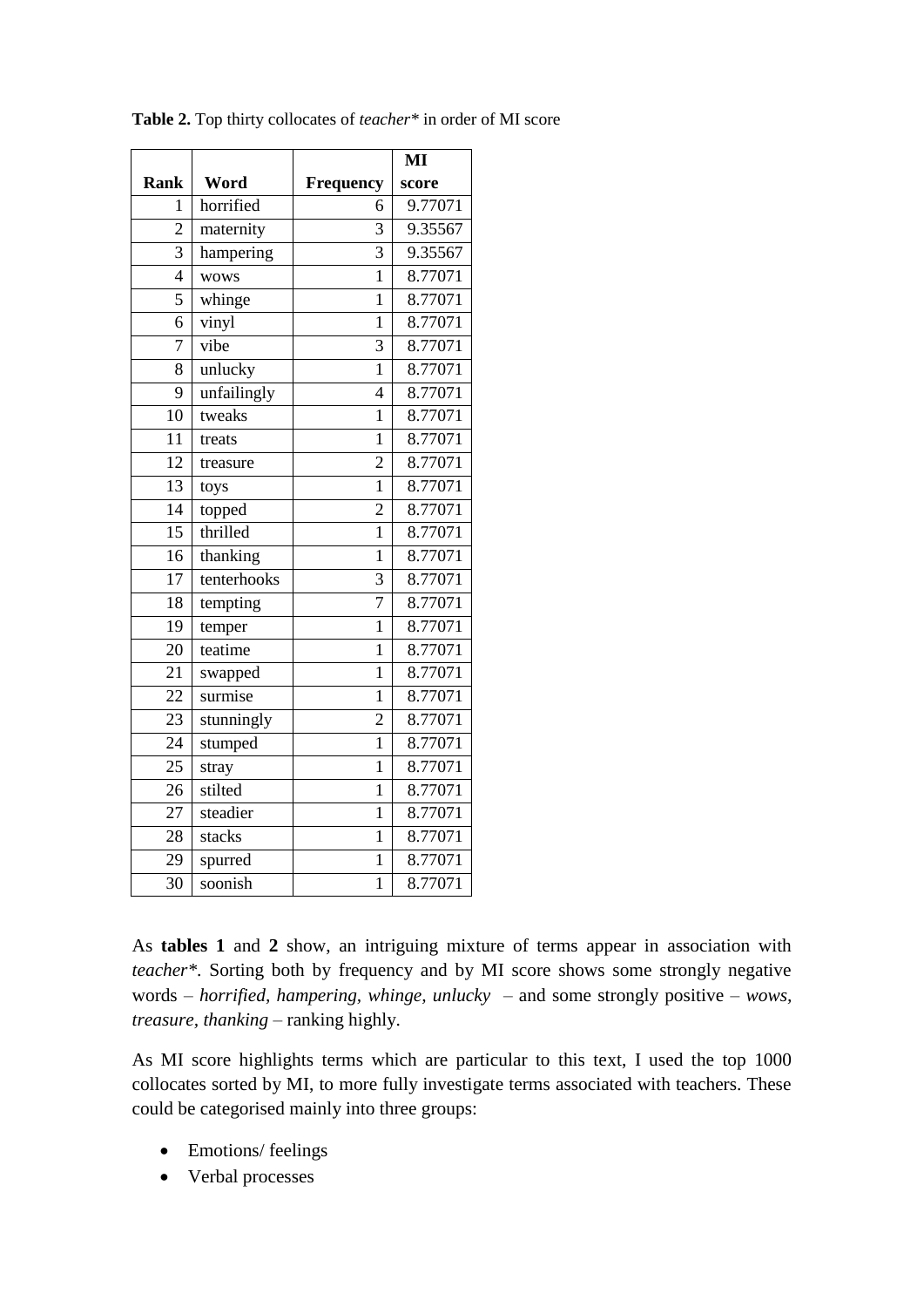**Table 2.** Top thirty collocates of *teacher\** in order of MI score

| Rank | Word | Frequency | MI score |
|---|---|---|---|
| 1 | horrified | 6 | 9.77071 |
| 2 | maternity | 3 | 9.35567 |
| 3 | hampering | 3 | 9.35567 |
| 4 | wows | 1 | 8.77071 |
| 5 | whinge | 1 | 8.77071 |
| 6 | vinyl | 1 | 8.77071 |
| 7 | vibe | 3 | 8.77071 |
| 8 | unlucky | 1 | 8.77071 |
| 9 | unfailingly | 4 | 8.77071 |
| 10 | tweaks | 1 | 8.77071 |
| 11 | treats | 1 | 8.77071 |
| 12 | treasure | 2 | 8.77071 |
| 13 | toys | 1 | 8.77071 |
| 14 | topped | 2 | 8.77071 |
| 15 | thrilled | 1 | 8.77071 |
| 16 | thanking | 1 | 8.77071 |
| 17 | tenterhooks | 3 | 8.77071 |
| 18 | tempting | 7 | 8.77071 |
| 19 | temper | 1 | 8.77071 |
| 20 | teatime | 1 | 8.77071 |
| 21 | swapped | 1 | 8.77071 |
| 22 | surmise | 1 | 8.77071 |
| 23 | stunningly | 2 | 8.77071 |
| 24 | stumped | 1 | 8.77071 |
| 25 | stray | 1 | 8.77071 |
| 26 | stilted | 1 | 8.77071 |
| 27 | steadier | 1 | 8.77071 |
| 28 | stacks | 1 | 8.77071 |
| 29 | spurred | 1 | 8.77071 |
| 30 | soonish | 1 | 8.77071 |

As **tables 1** and **2** show, an intriguing mixture of terms appear in association with *teacher\**. Sorting both by frequency and by MI score shows some strongly negative words – *horrified*, *hampering*, *whinge*, *unlucky* – and some strongly positive – *wows*, *treasure*, *thanking* – ranking highly.

As MI score highlights terms which are particular to this text, I used the top 1000 collocates sorted by MI, to more fully investigate terms associated with teachers. These could be categorised mainly into three groups:

- Emotions/ feelings
- Verbal processes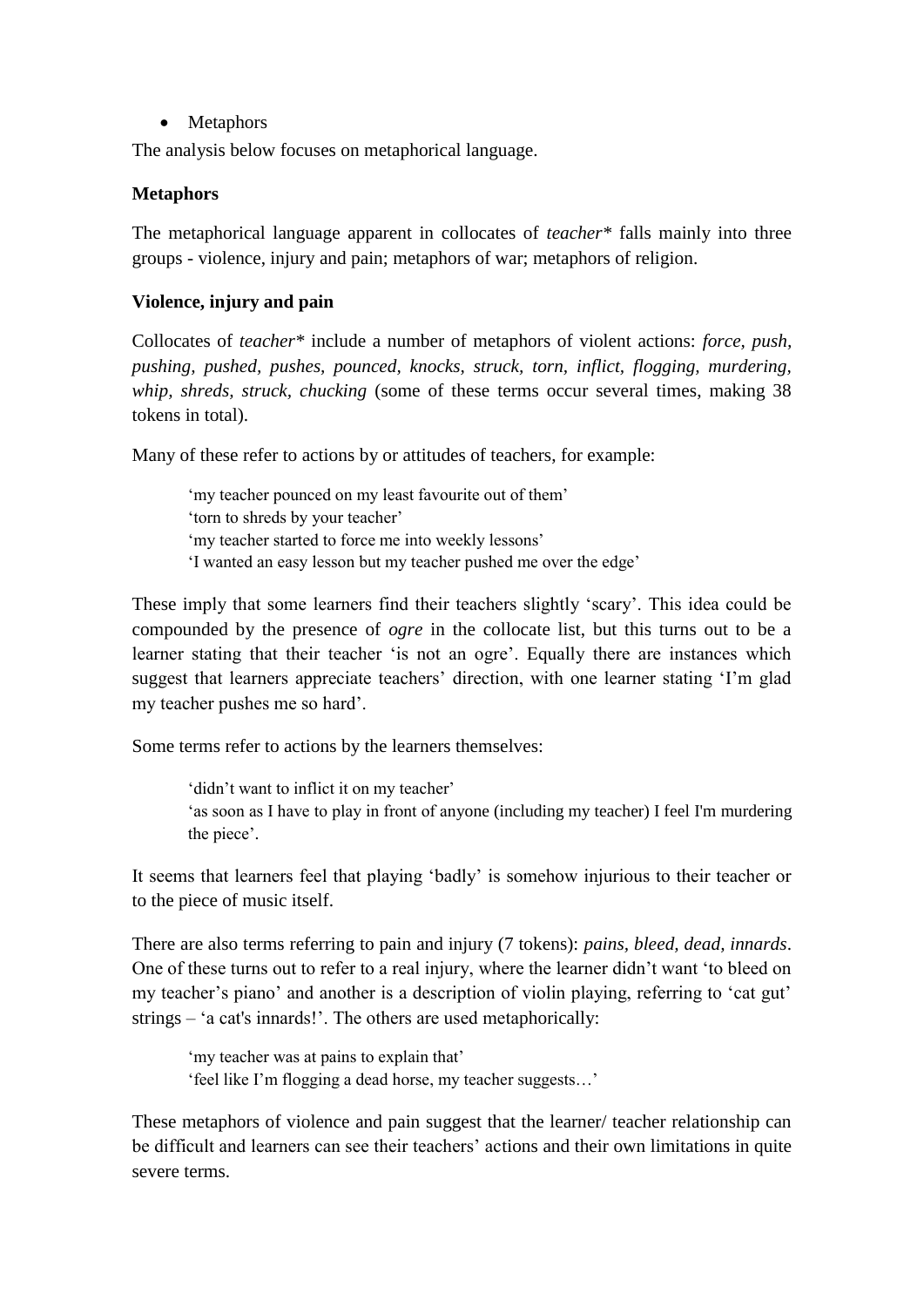- Metaphors

The analysis below focuses on metaphorical language.

**Metaphors**

The metaphorical language apparent in collocates of *teacher** falls mainly into three groups - violence, injury and pain; metaphors of war; metaphors of religion.

**Violence, injury and pain**

Collocates of *teacher** include a number of metaphors of violent actions: *force, push, pushing, pushed, pushes, pounced, knocks, struck, torn, inflict, flogging, murdering, whip, shreds, struck, chucking* (some of these terms occur several times, making 38 tokens in total).

Many of these refer to actions by or attitudes of teachers, for example:

> 'my teacher pounced on my least favourite out of them'
> 'torn to shreds by your teacher'
> 'my teacher started to force me into weekly lessons'
> 'I wanted an easy lesson but my teacher pushed me over the edge'

These imply that some learners find their teachers slightly 'scary'. This idea could be compounded by the presence of *ogre* in the collocate list, but this turns out to be a learner stating that their teacher 'is not an ogre'. Equally there are instances which suggest that learners appreciate teachers' direction, with one learner stating 'I'm glad my teacher pushes me so hard'.

Some terms refer to actions by the learners themselves:

> 'didn't want to inflict it on my teacher'
> 'as soon as I have to play in front of anyone (including my teacher) I feel I'm murdering the piece'.

It seems that learners feel that playing 'badly' is somehow injurious to their teacher or to the piece of music itself.

There are also terms referring to pain and injury (7 tokens): *pains, bleed, dead, innards*. One of these turns out to refer to a real injury, where the learner didn't want 'to bleed on my teacher's piano' and another is a description of violin playing, referring to 'cat gut' strings – 'a cat's innards!'. The others are used metaphorically:

> 'my teacher was at pains to explain that'
> 'feel like I'm flogging a dead horse, my teacher suggests…'

These metaphors of violence and pain suggest that the learner/ teacher relationship can be difficult and learners can see their teachers' actions and their own limitations in quite severe terms.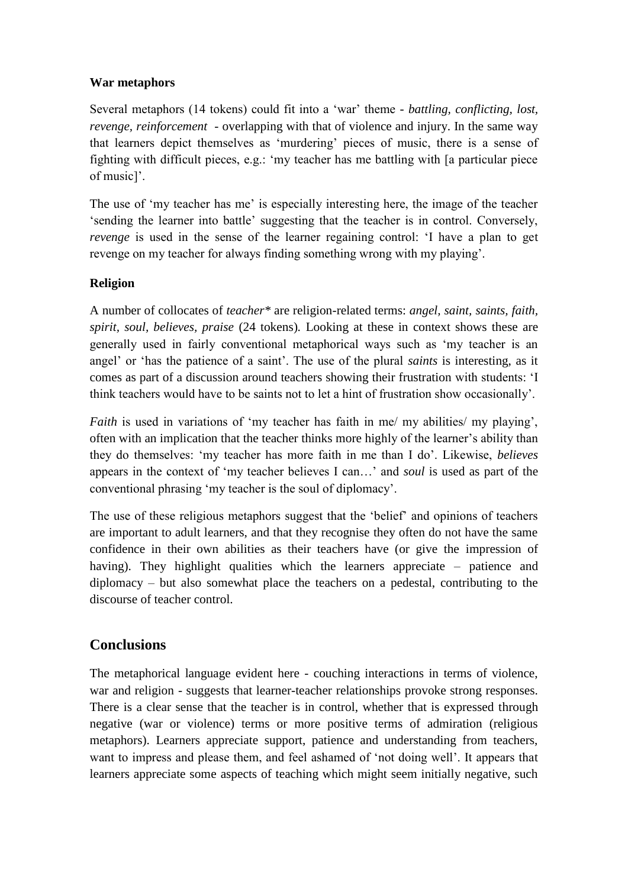**War metaphors**

Several metaphors (14 tokens) could fit into a 'war' theme - *battling, conflicting, lost, revenge, reinforcement* - overlapping with that of violence and injury. In the same way that learners depict themselves as 'murdering' pieces of music, there is a sense of fighting with difficult pieces, e.g.: 'my teacher has me battling with [a particular piece of music]'.

The use of 'my teacher has me' is especially interesting here, the image of the teacher 'sending the learner into battle' suggesting that the teacher is in control. Conversely, *revenge* is used in the sense of the learner regaining control: 'I have a plan to get revenge on my teacher for always finding something wrong with my playing'.

**Religion**

A number of collocates of *teacher** are religion-related terms: *angel, saint, saints, faith, spirit, soul, believes, praise* (24 tokens). Looking at these in context shows these are generally used in fairly conventional metaphorical ways such as 'my teacher is an angel' or 'has the patience of a saint'. The use of the plural *saints* is interesting, as it comes as part of a discussion around teachers showing their frustration with students: 'I think teachers would have to be saints not to let a hint of frustration show occasionally'.

*Faith* is used in variations of 'my teacher has faith in me/ my abilities/ my playing', often with an implication that the teacher thinks more highly of the learner's ability than they do themselves: 'my teacher has more faith in me than I do'. Likewise, *believes* appears in the context of 'my teacher believes I can…' and *soul* is used as part of the conventional phrasing 'my teacher is the soul of diplomacy'.

The use of these religious metaphors suggest that the 'belief' and opinions of teachers are important to adult learners, and that they recognise they often do not have the same confidence in their own abilities as their teachers have (or give the impression of having). They highlight qualities which the learners appreciate – patience and diplomacy – but also somewhat place the teachers on a pedestal, contributing to the discourse of teacher control.

## Conclusions

The metaphorical language evident here - couching interactions in terms of violence, war and religion - suggests that learner-teacher relationships provoke strong responses. There is a clear sense that the teacher is in control, whether that is expressed through negative (war or violence) terms or more positive terms of admiration (religious metaphors). Learners appreciate support, patience and understanding from teachers, want to impress and please them, and feel ashamed of 'not doing well'. It appears that learners appreciate some aspects of teaching which might seem initially negative, such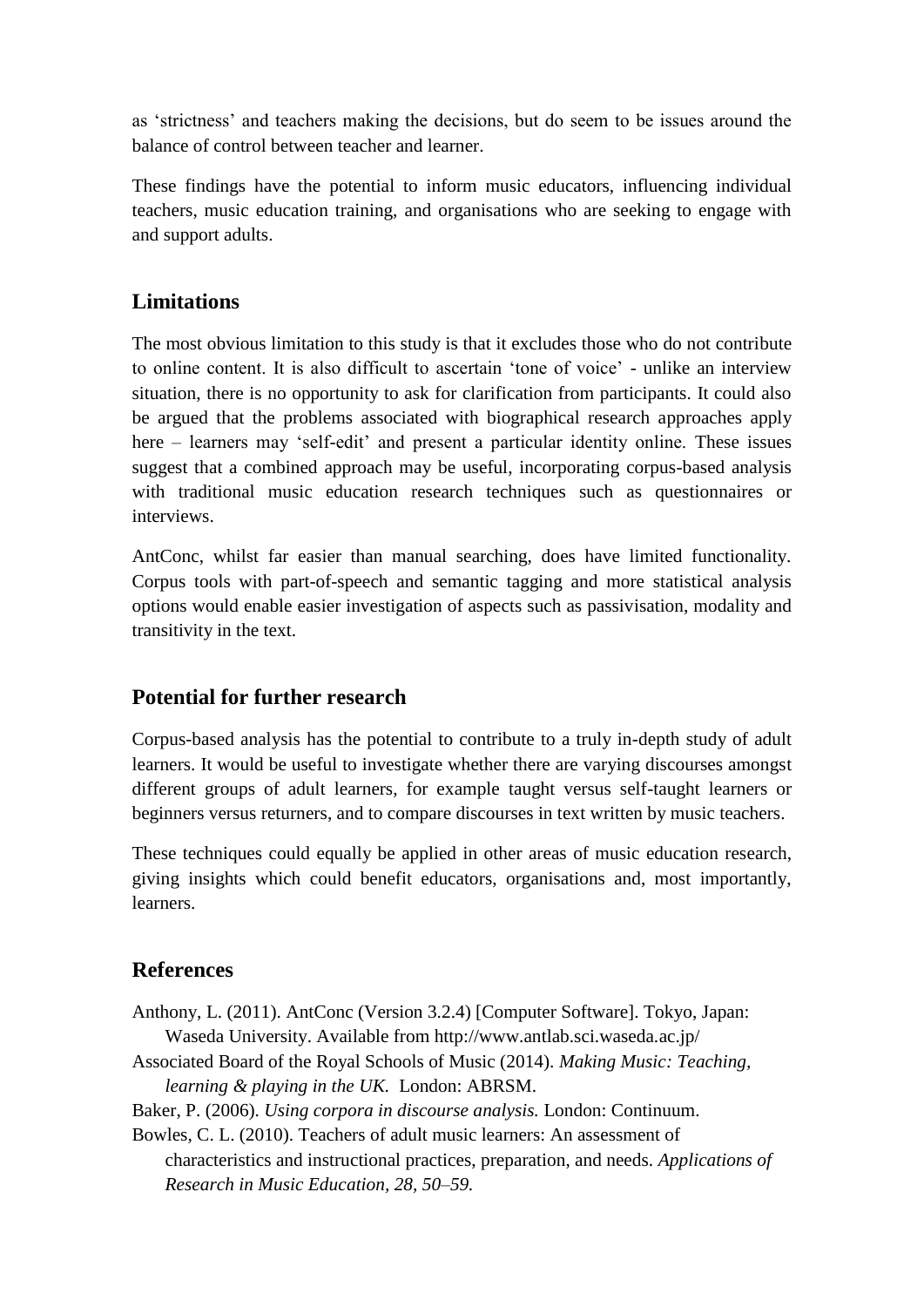as 'strictness' and teachers making the decisions, but do seem to be issues around the balance of control between teacher and learner.

These findings have the potential to inform music educators, influencing individual teachers, music education training, and organisations who are seeking to engage with and support adults.

## Limitations

The most obvious limitation to this study is that it excludes those who do not contribute to online content. It is also difficult to ascertain 'tone of voice' - unlike an interview situation, there is no opportunity to ask for clarification from participants. It could also be argued that the problems associated with biographical research approaches apply here – learners may 'self-edit' and present a particular identity online. These issues suggest that a combined approach may be useful, incorporating corpus-based analysis with traditional music education research techniques such as questionnaires or interviews.

AntConc, whilst far easier than manual searching, does have limited functionality. Corpus tools with part-of-speech and semantic tagging and more statistical analysis options would enable easier investigation of aspects such as passivisation, modality and transitivity in the text.

## Potential for further research

Corpus-based analysis has the potential to contribute to a truly in-depth study of adult learners. It would be useful to investigate whether there are varying discourses amongst different groups of adult learners, for example taught versus self-taught learners or beginners versus returners, and to compare discourses in text written by music teachers.

These techniques could equally be applied in other areas of music education research, giving insights which could benefit educators, organisations and, most importantly, learners.

## References

Anthony, L. (2011). AntConc (Version 3.2.4) [Computer Software]. Tokyo, Japan: Waseda University. Available from http://www.antlab.sci.waseda.ac.jp/

Associated Board of the Royal Schools of Music (2014). *Making Music: Teaching, learning & playing in the UK.* London: ABRSM.

Baker, P. (2006). *Using corpora in discourse analysis.* London: Continuum.

Bowles, C. L. (2010). Teachers of adult music learners: An assessment of characteristics and instructional practices, preparation, and needs. *Applications of Research in Music Education, 28, 50–59.*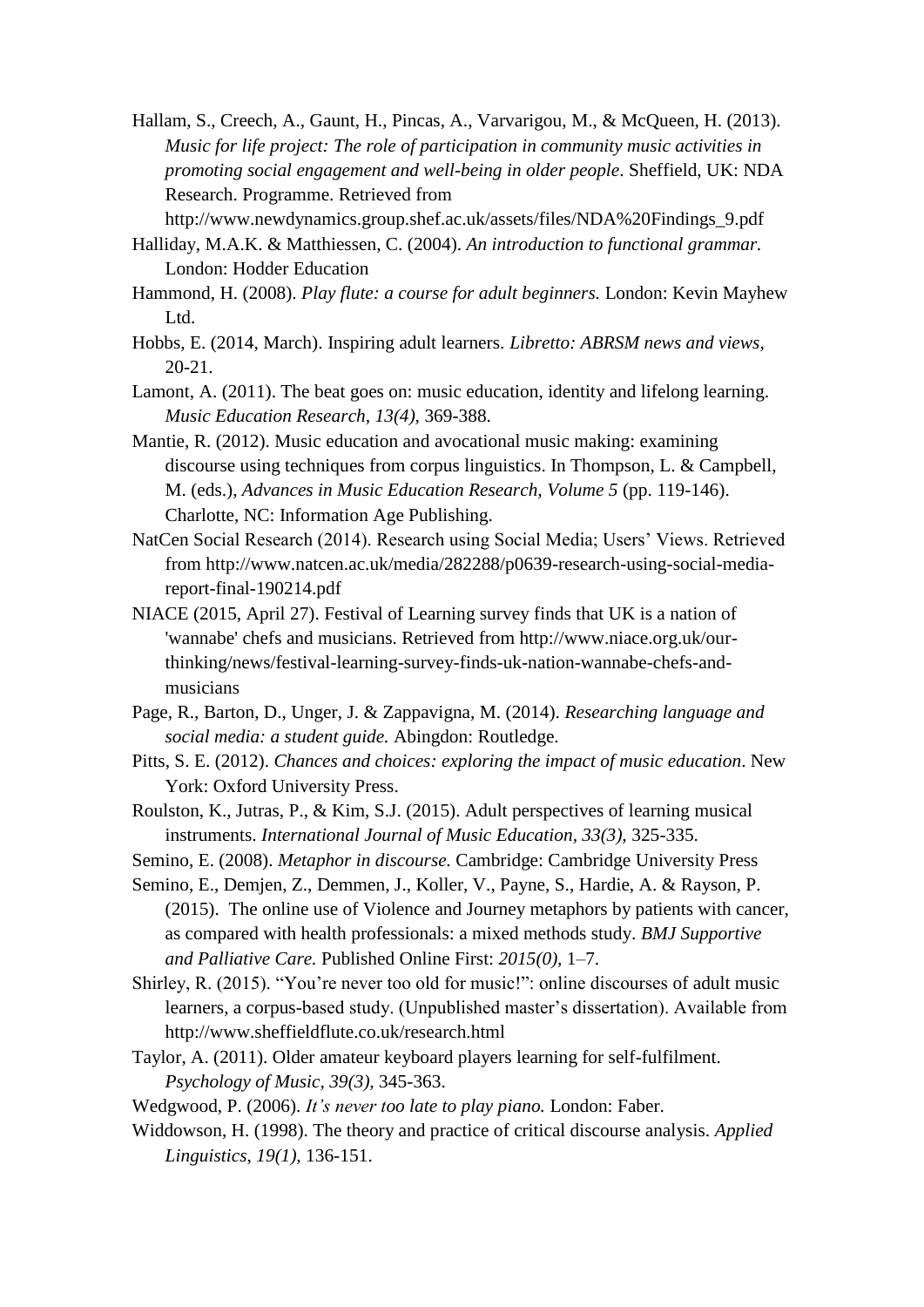Hallam, S., Creech, A., Gaunt, H., Pincas, A., Varvarigou, M., & McQueen, H. (2013). *Music for life project: The role of participation in community music activities in promoting social engagement and well-being in older people*. Sheffield, UK: NDA Research. Programme. Retrieved from http://www.newdynamics.group.shef.ac.uk/assets/files/NDA%20Findings_9.pdf

Halliday, M.A.K. & Matthiessen, C. (2004). *An introduction to functional grammar.* London: Hodder Education

Hammond, H. (2008). *Play flute: a course for adult beginners.* London: Kevin Mayhew Ltd.

Hobbs, E. (2014, March). Inspiring adult learners. *Libretto: ABRSM news and views*, 20-21.

Lamont, A. (2011). The beat goes on: music education, identity and lifelong learning. *Music Education Research, 13(4),* 369-388.

Mantie, R. (2012). Music education and avocational music making: examining discourse using techniques from corpus linguistics. In Thompson, L. & Campbell, M. (eds.), *Advances in Music Education Research, Volume 5* (pp. 119-146). Charlotte, NC: Information Age Publishing.

NatCen Social Research (2014). Research using Social Media; Users' Views. Retrieved from http://www.natcen.ac.uk/media/282288/p0639-research-using-social-media-report-final-190214.pdf

NIACE (2015, April 27). Festival of Learning survey finds that UK is a nation of 'wannabe' chefs and musicians. Retrieved from http://www.niace.org.uk/our-thinking/news/festival-learning-survey-finds-uk-nation-wannabe-chefs-and-musicians

Page, R., Barton, D., Unger, J. & Zappavigna, M. (2014). *Researching language and social media: a student guide.* Abingdon: Routledge.

Pitts, S. E. (2012). *Chances and choices: exploring the impact of music education*. New York: Oxford University Press.

Roulston, K., Jutras, P., & Kim, S.J. (2015). Adult perspectives of learning musical instruments. *International Journal of Music Education, 33(3),* 325-335.

Semino, E. (2008). *Metaphor in discourse.* Cambridge: Cambridge University Press

Semino, E., Demjen, Z., Demmen, J., Koller, V., Payne, S., Hardie, A. & Rayson, P. (2015). The online use of Violence and Journey metaphors by patients with cancer, as compared with health professionals: a mixed methods study. *BMJ Supportive and Palliative Care.* Published Online First: *2015(0),* 1–7.

Shirley, R. (2015). "You're never too old for music!": online discourses of adult music learners, a corpus-based study. (Unpublished master's dissertation). Available from http://www.sheffieldflute.co.uk/research.html

Taylor, A. (2011). Older amateur keyboard players learning for self-fulfilment. *Psychology of Music, 39(3),* 345-363.

Wedgwood, P. (2006). *It's never too late to play piano.* London: Faber.

Widdowson, H. (1998). The theory and practice of critical discourse analysis. *Applied Linguistics, 19(1),* 136-151.